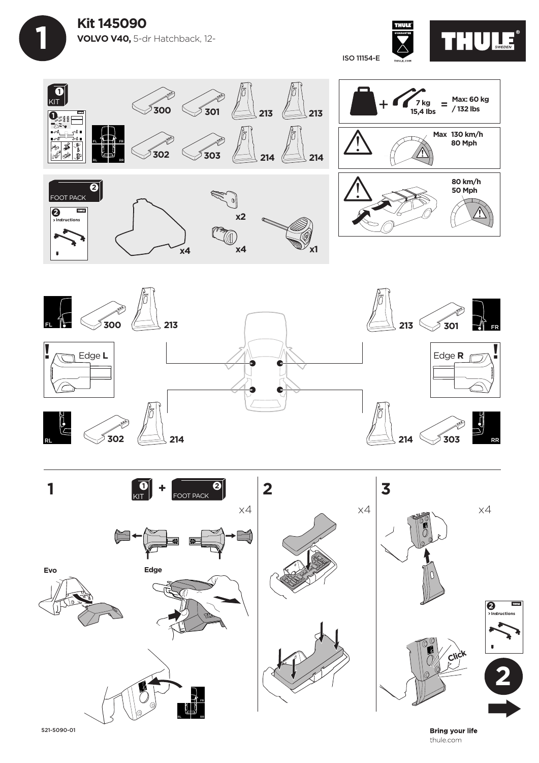# 1

## Kit 145090

**VOLVO V40,** 5-dr Hatchback, 12-

ISO 11154-E

THULE GUARANTEE THULE.COM

THULE® SWEDEN

1 KIT

300 301 213 213

302 303 214 214

FL FR RL RR

2 FOOT PACK

2 > Instructions

x4 x2 x4 x1

+ 7 kg 15,4 lbs = Max: 60 kg / 132 lbs

Max 130 km/h 80 Mph

80 km/h 50 Mph

FL 300 213

213 301 FR

Edge **L**

Edge **R**

RL 302 214

214 303 RR

**1** 1 KIT + 2 FOOT PACK x4

Evo

Edge

FR RL RR

**2** x4

**3** x4

Click

2 > Instructions

2

521-5090-01

**Bring your life**

thule.com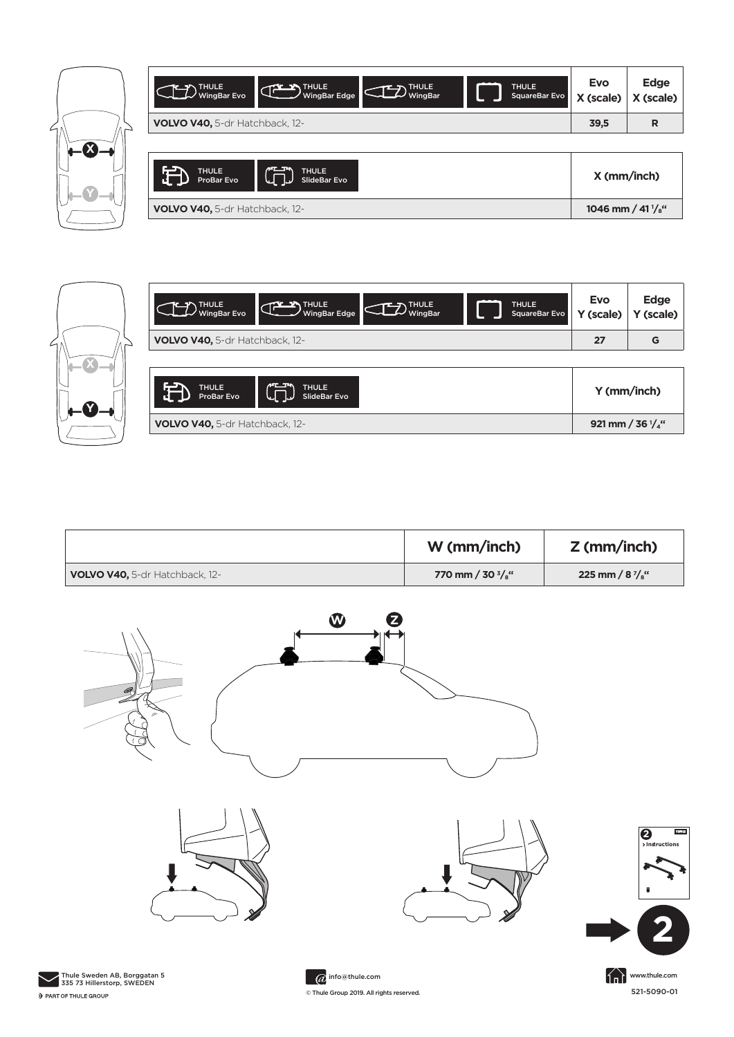| THULE WingBar Evo / THULE WingBar Edge / THULE WingBar / THULE SquareBar Evo | Evo X (scale) | Edge X (scale) |
|---|---|---|
| **VOLVO V40,** 5-dr Hatchback, 12- | 39,5 | R |

| THULE ProBar Evo / THULE SlideBar Evo | X (mm/inch) |
|---|---|
| **VOLVO V40,** 5-dr Hatchback, 12- | 1046 mm / 41 1/8" |

| THULE WingBar Evo / THULE WingBar Edge / THULE WingBar / THULE SquareBar Evo | Evo Y (scale) | Edge Y (scale) |
|---|---|---|
| **VOLVO V40,** 5-dr Hatchback, 12- | 27 | G |

| THULE ProBar Evo / THULE SlideBar Evo | Y (mm/inch) |
|---|---|
| **VOLVO V40,** 5-dr Hatchback, 12- | 921 mm / 36 1/4" |

| | W (mm/inch) | Z (mm/inch) |
|---|---|---|
| **VOLVO V40,** 5-dr Hatchback, 12- | 770 mm / 30 3/8" | 225 mm / 8 7/8" |

W

Z

2 > Instructions

2

Thule Sweden AB, Borggatan 5
335 73 Hillerstorp, SWEDEN

PART OF THULE GROUP

info@thule.com

© Thule Group 2019. All rights reserved.

www.thule.com

521-5090-01